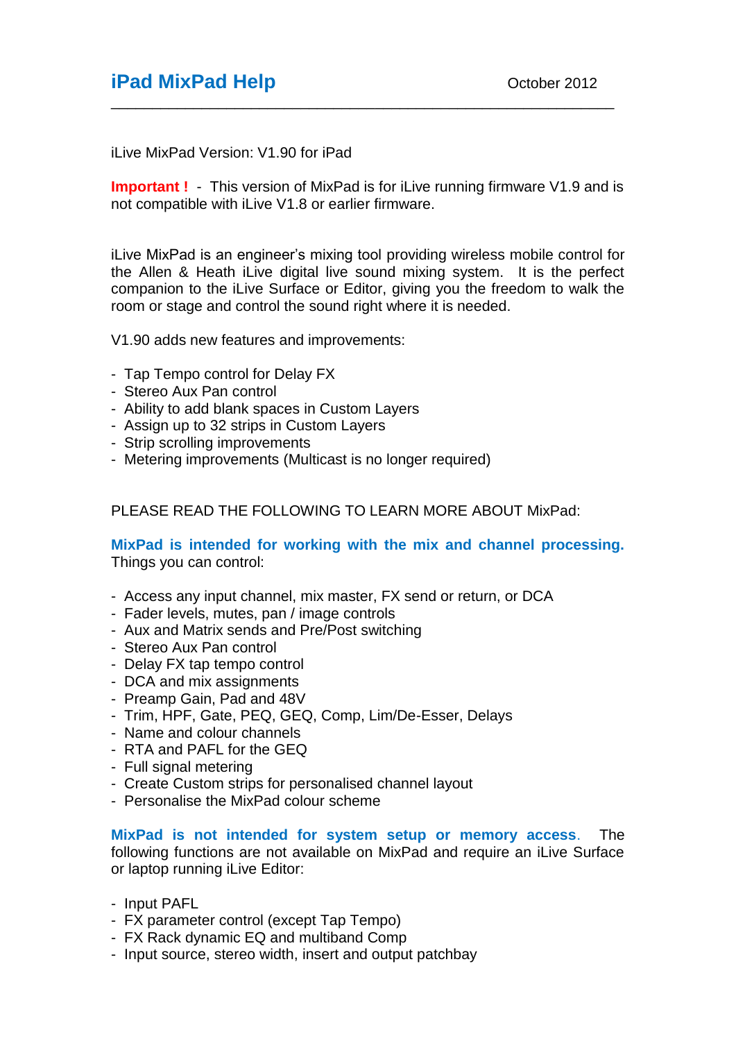# iPad MixPad Help

October 2012

---

iLive MixPad Version: V1.90 for iPad

**Important !** - This version of MixPad is for iLive running firmware V1.9 and is not compatible with iLive V1.8 or earlier firmware.

iLive MixPad is an engineer's mixing tool providing wireless mobile control for the Allen & Heath iLive digital live sound mixing system. It is the perfect companion to the iLive Surface or Editor, giving you the freedom to walk the room or stage and control the sound right where it is needed.

V1.90 adds new features and improvements:

- Tap Tempo control for Delay FX
- Stereo Aux Pan control
- Ability to add blank spaces in Custom Layers
- Assign up to 32 strips in Custom Layers
- Strip scrolling improvements
- Metering improvements (Multicast is no longer required)

PLEASE READ THE FOLLOWING TO LEARN MORE ABOUT MixPad:

**MixPad is intended for working with the mix and channel processing.** Things you can control:

- Access any input channel, mix master, FX send or return, or DCA
- Fader levels, mutes, pan / image controls
- Aux and Matrix sends and Pre/Post switching
- Stereo Aux Pan control
- Delay FX tap tempo control
- DCA and mix assignments
- Preamp Gain, Pad and 48V
- Trim, HPF, Gate, PEQ, GEQ, Comp, Lim/De-Esser, Delays
- Name and colour channels
- RTA and PAFL for the GEQ
- Full signal metering
- Create Custom strips for personalised channel layout
- Personalise the MixPad colour scheme

**MixPad is not intended for system setup or memory access**. The following functions are not available on MixPad and require an iLive Surface or laptop running iLive Editor:

- Input PAFL
- FX parameter control (except Tap Tempo)
- FX Rack dynamic EQ and multiband Comp
- Input source, stereo width, insert and output patchbay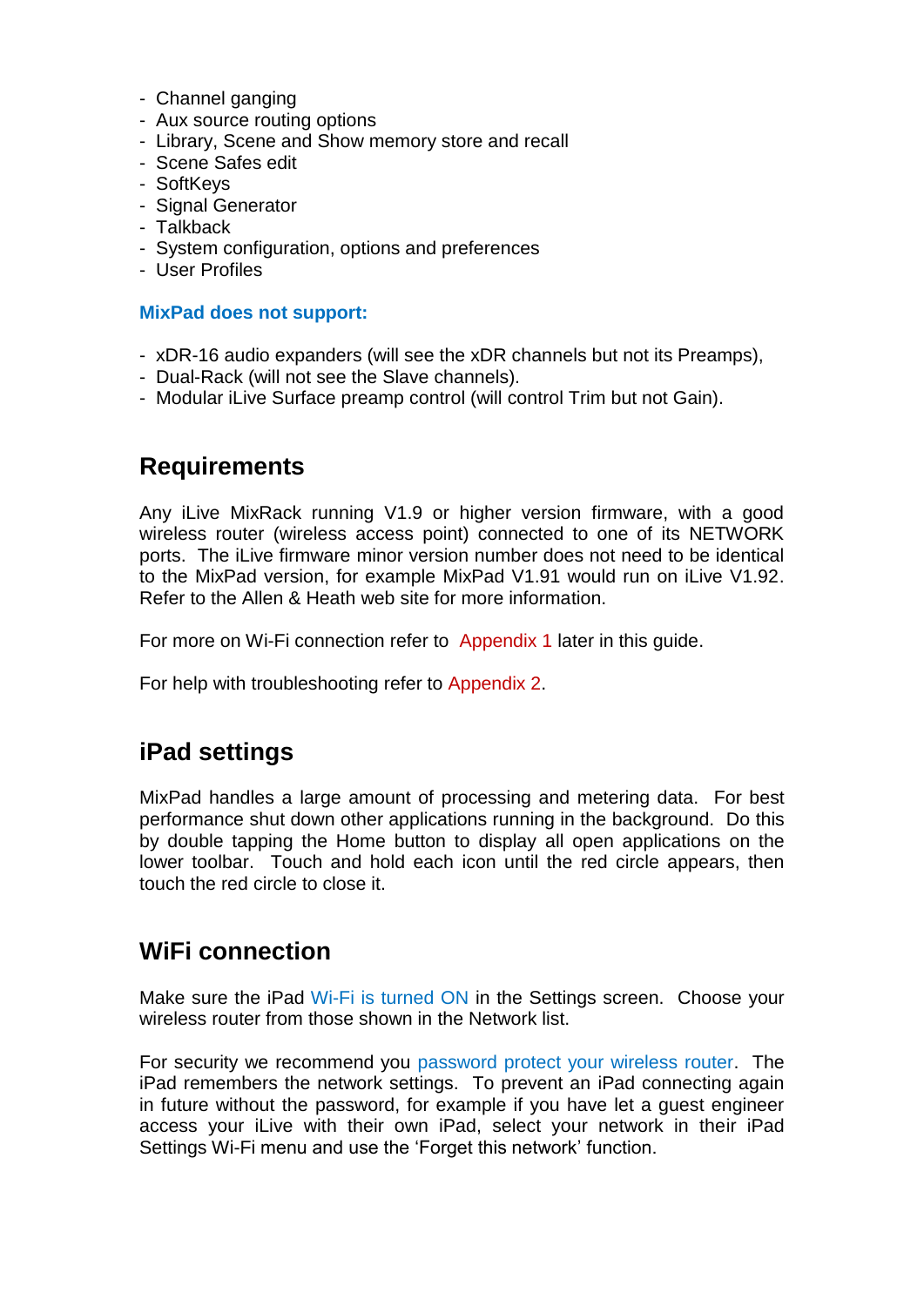- Channel ganging
- Aux source routing options
- Library, Scene and Show memory store and recall
- Scene Safes edit
- SoftKeys
- Signal Generator
- Talkback
- System configuration, options and preferences
- User Profiles

**MixPad does not support:**

- xDR-16 audio expanders (will see the xDR channels but not its Preamps),
- Dual-Rack (will not see the Slave channels).
- Modular iLive Surface preamp control (will control Trim but not Gain).

## Requirements

Any iLive MixRack running V1.9 or higher version firmware, with a good wireless router (wireless access point) connected to one of its NETWORK ports. The iLive firmware minor version number does not need to be identical to the MixPad version, for example MixPad V1.91 would run on iLive V1.92. Refer to the Allen & Heath web site for more information.

For more on Wi-Fi connection refer to Appendix 1 later in this guide.

For help with troubleshooting refer to Appendix 2.

## iPad settings

MixPad handles a large amount of processing and metering data. For best performance shut down other applications running in the background. Do this by double tapping the Home button to display all open applications on the lower toolbar. Touch and hold each icon until the red circle appears, then touch the red circle to close it.

## WiFi connection

Make sure the iPad Wi-Fi is turned ON in the Settings screen. Choose your wireless router from those shown in the Network list.

For security we recommend you password protect your wireless router. The iPad remembers the network settings. To prevent an iPad connecting again in future without the password, for example if you have let a guest engineer access your iLive with their own iPad, select your network in their iPad Settings Wi-Fi menu and use the 'Forget this network' function.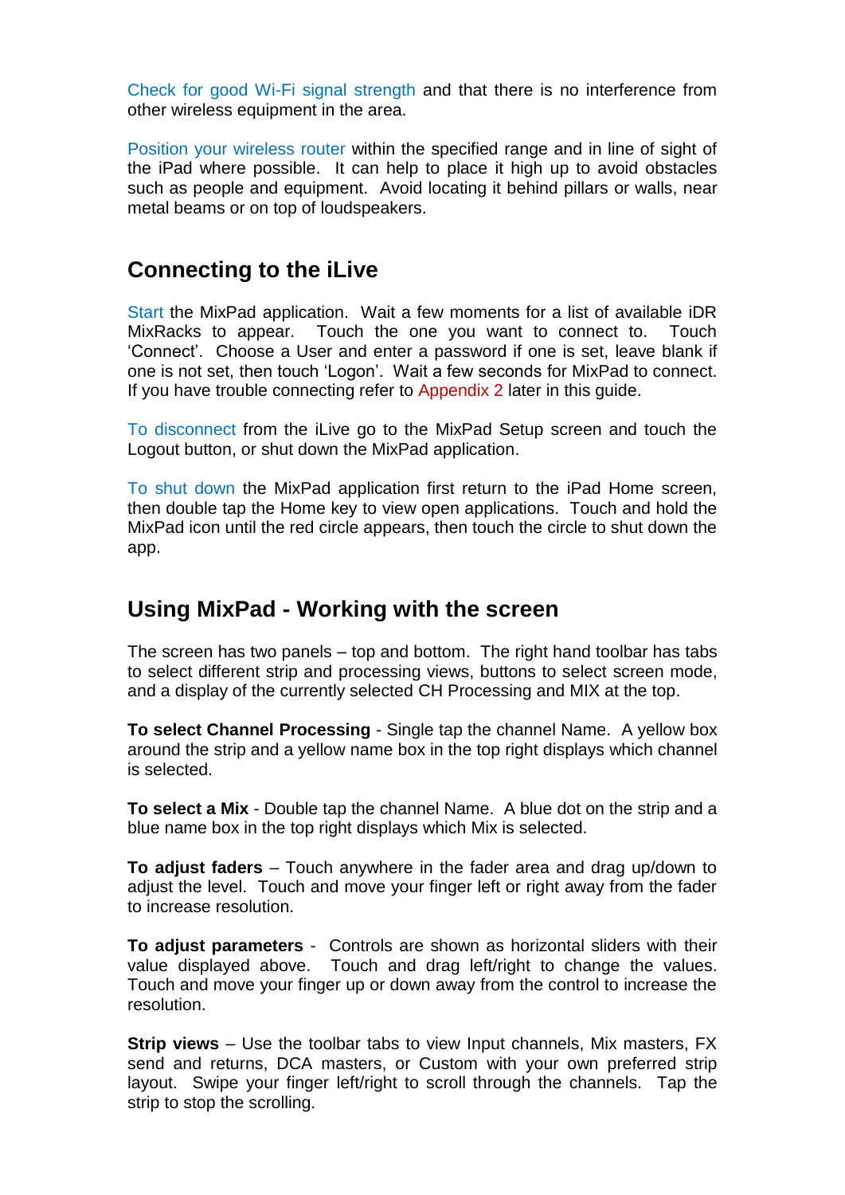Check for good Wi-Fi signal strength and that there is no interference from other wireless equipment in the area.

Position your wireless router within the specified range and in line of sight of the iPad where possible. It can help to place it high up to avoid obstacles such as people and equipment. Avoid locating it behind pillars or walls, near metal beams or on top of loudspeakers.

## Connecting to the iLive

Start the MixPad application. Wait a few moments for a list of available iDR MixRacks to appear. Touch the one you want to connect to. Touch 'Connect'. Choose a User and enter a password if one is set, leave blank if one is not set, then touch 'Logon'. Wait a few seconds for MixPad to connect. If you have trouble connecting refer to Appendix 2 later in this guide.

To disconnect from the iLive go to the MixPad Setup screen and touch the Logout button, or shut down the MixPad application.

To shut down the MixPad application first return to the iPad Home screen, then double tap the Home key to view open applications. Touch and hold the MixPad icon until the red circle appears, then touch the circle to shut down the app.

## Using MixPad - Working with the screen

The screen has two panels – top and bottom. The right hand toolbar has tabs to select different strip and processing views, buttons to select screen mode, and a display of the currently selected CH Processing and MIX at the top.

**To select Channel Processing** - Single tap the channel Name. A yellow box around the strip and a yellow name box in the top right displays which channel is selected.

**To select a Mix** - Double tap the channel Name. A blue dot on the strip and a blue name box in the top right displays which Mix is selected.

**To adjust faders** – Touch anywhere in the fader area and drag up/down to adjust the level. Touch and move your finger left or right away from the fader to increase resolution.

**To adjust parameters** - Controls are shown as horizontal sliders with their value displayed above. Touch and drag left/right to change the values. Touch and move your finger up or down away from the control to increase the resolution.

**Strip views** – Use the toolbar tabs to view Input channels, Mix masters, FX send and returns, DCA masters, or Custom with your own preferred strip layout. Swipe your finger left/right to scroll through the channels. Tap the strip to stop the scrolling.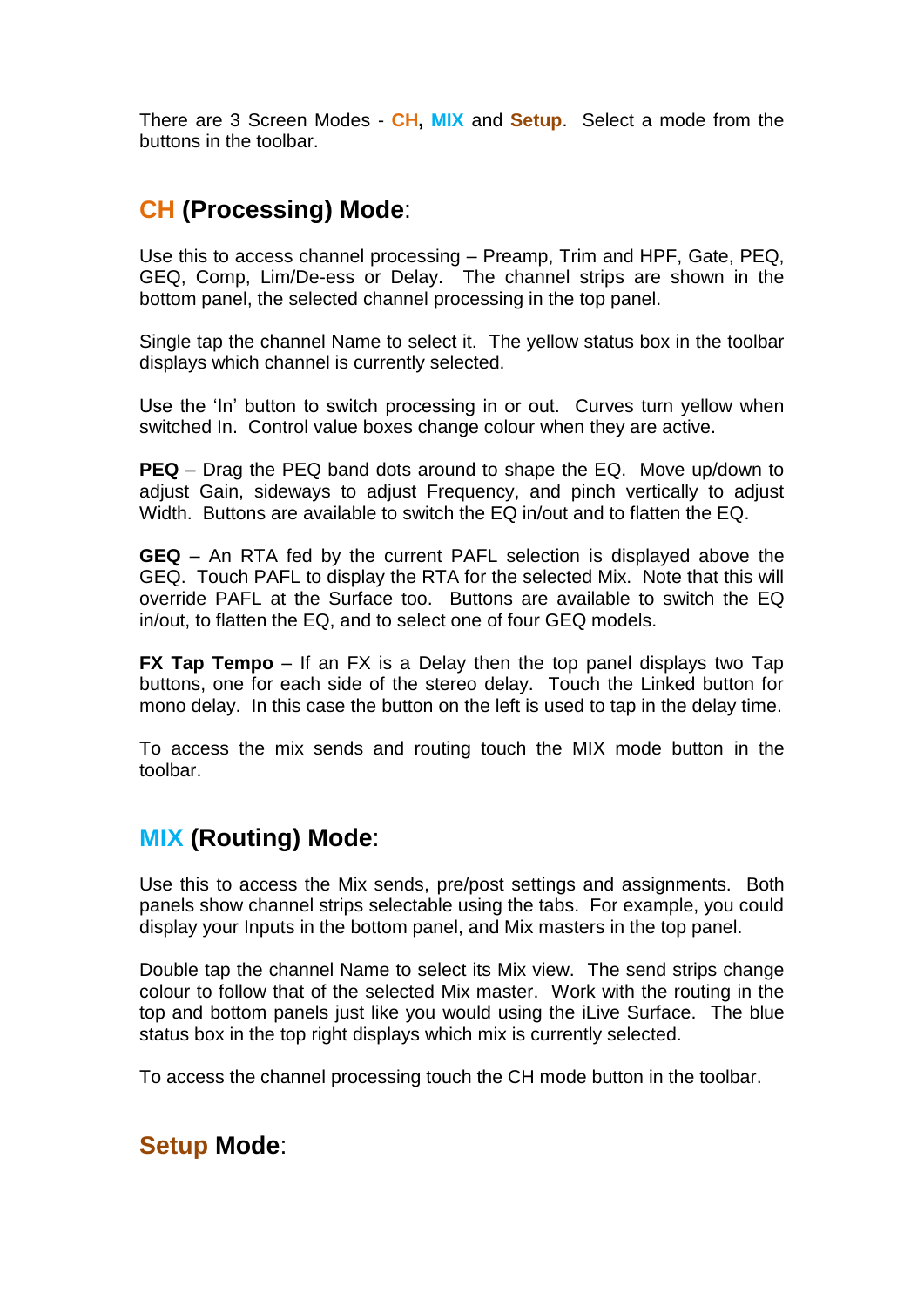There are 3 Screen Modes - **CH, MIX** and **Setup**. Select a mode from the buttons in the toolbar.

## CH (Processing) Mode:

Use this to access channel processing – Preamp, Trim and HPF, Gate, PEQ, GEQ, Comp, Lim/De-ess or Delay. The channel strips are shown in the bottom panel, the selected channel processing in the top panel.

Single tap the channel Name to select it. The yellow status box in the toolbar displays which channel is currently selected.

Use the 'In' button to switch processing in or out. Curves turn yellow when switched In. Control value boxes change colour when they are active.

**PEQ** – Drag the PEQ band dots around to shape the EQ. Move up/down to adjust Gain, sideways to adjust Frequency, and pinch vertically to adjust Width. Buttons are available to switch the EQ in/out and to flatten the EQ.

**GEQ** – An RTA fed by the current PAFL selection is displayed above the GEQ. Touch PAFL to display the RTA for the selected Mix. Note that this will override PAFL at the Surface too. Buttons are available to switch the EQ in/out, to flatten the EQ, and to select one of four GEQ models.

**FX Tap Tempo** – If an FX is a Delay then the top panel displays two Tap buttons, one for each side of the stereo delay. Touch the Linked button for mono delay. In this case the button on the left is used to tap in the delay time.

To access the mix sends and routing touch the MIX mode button in the toolbar.

## MIX (Routing) Mode:

Use this to access the Mix sends, pre/post settings and assignments. Both panels show channel strips selectable using the tabs. For example, you could display your Inputs in the bottom panel, and Mix masters in the top panel.

Double tap the channel Name to select its Mix view. The send strips change colour to follow that of the selected Mix master. Work with the routing in the top and bottom panels just like you would using the iLive Surface. The blue status box in the top right displays which mix is currently selected.

To access the channel processing touch the CH mode button in the toolbar.

## Setup Mode: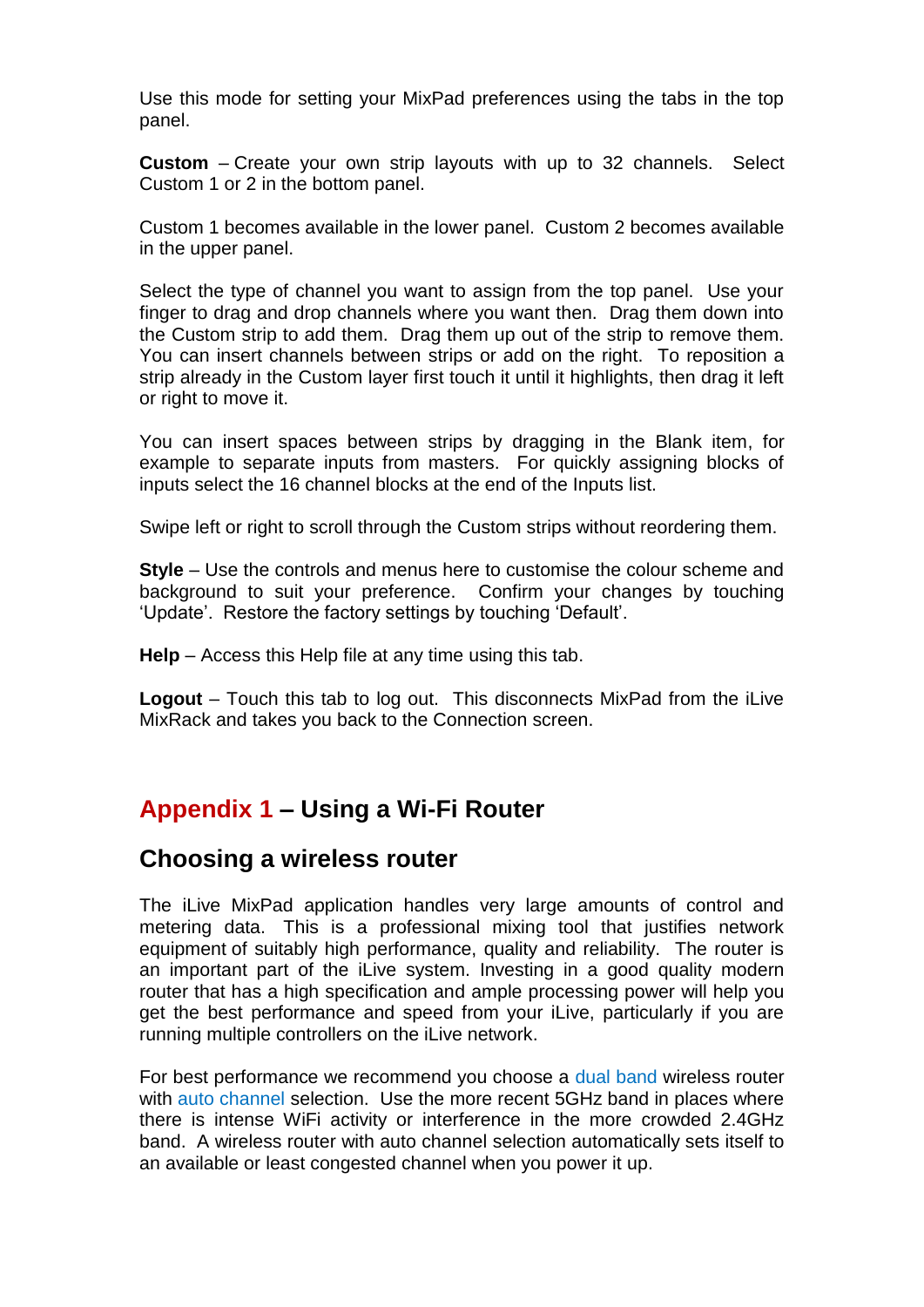Use this mode for setting your MixPad preferences using the tabs in the top panel.

**Custom** – Create your own strip layouts with up to 32 channels. Select Custom 1 or 2 in the bottom panel.

Custom 1 becomes available in the lower panel. Custom 2 becomes available in the upper panel.

Select the type of channel you want to assign from the top panel. Use your finger to drag and drop channels where you want then. Drag them down into the Custom strip to add them. Drag them up out of the strip to remove them. You can insert channels between strips or add on the right. To reposition a strip already in the Custom layer first touch it until it highlights, then drag it left or right to move it.

You can insert spaces between strips by dragging in the Blank item, for example to separate inputs from masters. For quickly assigning blocks of inputs select the 16 channel blocks at the end of the Inputs list.

Swipe left or right to scroll through the Custom strips without reordering them.

**Style** – Use the controls and menus here to customise the colour scheme and background to suit your preference. Confirm your changes by touching 'Update'. Restore the factory settings by touching 'Default'.

**Help** – Access this Help file at any time using this tab.

**Logout** – Touch this tab to log out. This disconnects MixPad from the iLive MixRack and takes you back to the Connection screen.

# Appendix 1 – Using a Wi-Fi Router

## Choosing a wireless router

The iLive MixPad application handles very large amounts of control and metering data. This is a professional mixing tool that justifies network equipment of suitably high performance, quality and reliability. The router is an important part of the iLive system. Investing in a good quality modern router that has a high specification and ample processing power will help you get the best performance and speed from your iLive, particularly if you are running multiple controllers on the iLive network.

For best performance we recommend you choose a dual band wireless router with auto channel selection. Use the more recent 5GHz band in places where there is intense WiFi activity or interference in the more crowded 2.4GHz band. A wireless router with auto channel selection automatically sets itself to an available or least congested channel when you power it up.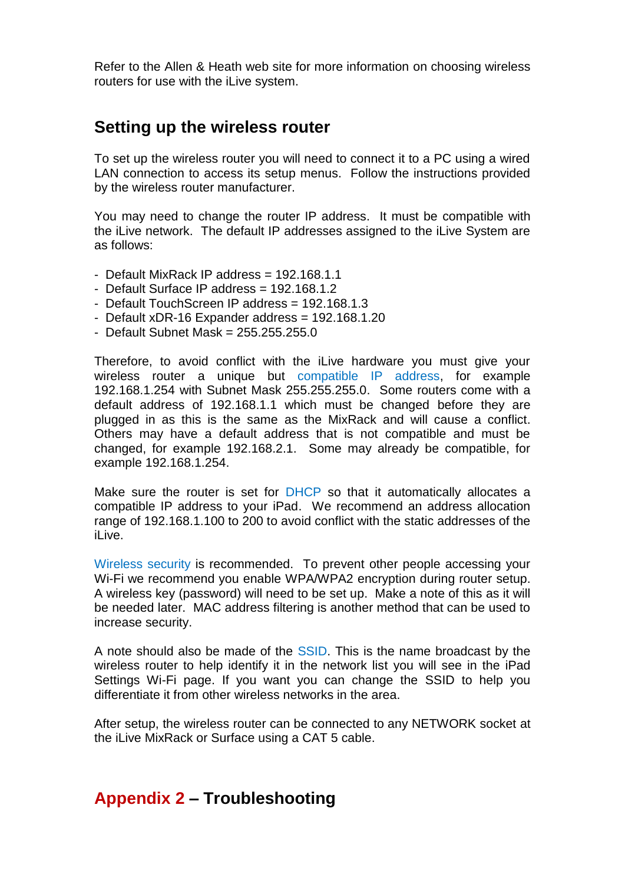Refer to the Allen & Heath web site for more information on choosing wireless routers for use with the iLive system.

## Setting up the wireless router

To set up the wireless router you will need to connect it to a PC using a wired LAN connection to access its setup menus. Follow the instructions provided by the wireless router manufacturer.

You may need to change the router IP address. It must be compatible with the iLive network. The default IP addresses assigned to the iLive System are as follows:

- Default MixRack IP address = 192.168.1.1
- Default Surface IP address = 192.168.1.2
- Default TouchScreen IP address = 192.168.1.3
- Default xDR-16 Expander address = 192.168.1.20
- Default Subnet Mask = 255.255.255.0

Therefore, to avoid conflict with the iLive hardware you must give your wireless router a unique but compatible IP address, for example 192.168.1.254 with Subnet Mask 255.255.255.0. Some routers come with a default address of 192.168.1.1 which must be changed before they are plugged in as this is the same as the MixRack and will cause a conflict. Others may have a default address that is not compatible and must be changed, for example 192.168.2.1. Some may already be compatible, for example 192.168.1.254.

Make sure the router is set for DHCP so that it automatically allocates a compatible IP address to your iPad. We recommend an address allocation range of 192.168.1.100 to 200 to avoid conflict with the static addresses of the iLive.

Wireless security is recommended. To prevent other people accessing your Wi-Fi we recommend you enable WPA/WPA2 encryption during router setup. A wireless key (password) will need to be set up. Make a note of this as it will be needed later. MAC address filtering is another method that can be used to increase security.

A note should also be made of the SSID. This is the name broadcast by the wireless router to help identify it in the network list you will see in the iPad Settings Wi-Fi page. If you want you can change the SSID to help you differentiate it from other wireless networks in the area.

After setup, the wireless router can be connected to any NETWORK socket at the iLive MixRack or Surface using a CAT 5 cable.

# Appendix 2 – Troubleshooting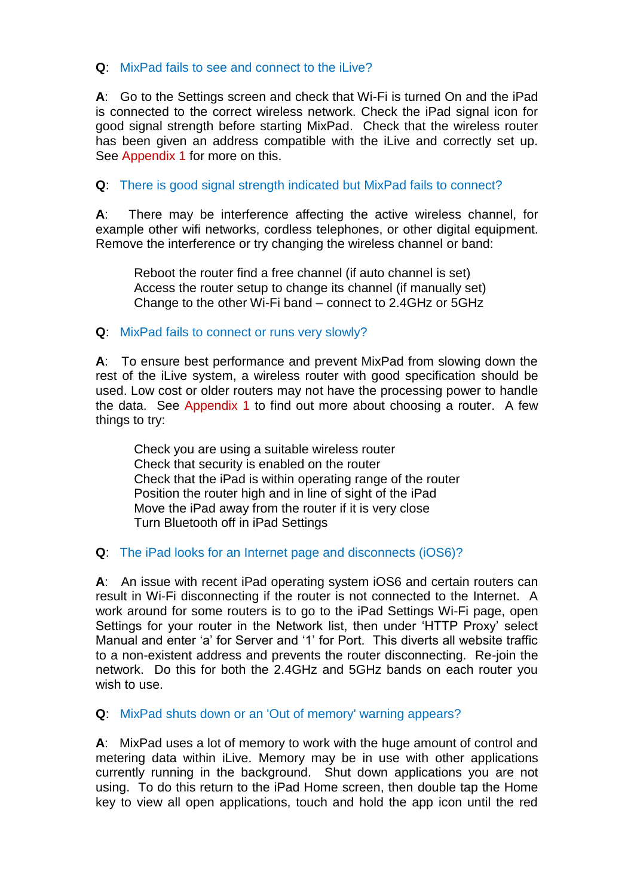**Q**: MixPad fails to see and connect to the iLive?

**A**: Go to the Settings screen and check that Wi-Fi is turned On and the iPad is connected to the correct wireless network. Check the iPad signal icon for good signal strength before starting MixPad. Check that the wireless router has been given an address compatible with the iLive and correctly set up. See Appendix 1 for more on this.

**Q**: There is good signal strength indicated but MixPad fails to connect?

**A**: There may be interference affecting the active wireless channel, for example other wifi networks, cordless telephones, or other digital equipment. Remove the interference or try changing the wireless channel or band:

> Reboot the router find a free channel (if auto channel is set)
> Access the router setup to change its channel (if manually set)
> Change to the other Wi-Fi band – connect to 2.4GHz or 5GHz

**Q**: MixPad fails to connect or runs very slowly?

**A**: To ensure best performance and prevent MixPad from slowing down the rest of the iLive system, a wireless router with good specification should be used. Low cost or older routers may not have the processing power to handle the data. See Appendix 1 to find out more about choosing a router. A few things to try:

> Check you are using a suitable wireless router
> Check that security is enabled on the router
> Check that the iPad is within operating range of the router
> Position the router high and in line of sight of the iPad
> Move the iPad away from the router if it is very close
> Turn Bluetooth off in iPad Settings

**Q**: The iPad looks for an Internet page and disconnects (iOS6)?

**A**: An issue with recent iPad operating system iOS6 and certain routers can result in Wi-Fi disconnecting if the router is not connected to the Internet. A work around for some routers is to go to the iPad Settings Wi-Fi page, open Settings for your router in the Network list, then under 'HTTP Proxy' select Manual and enter 'a' for Server and '1' for Port. This diverts all website traffic to a non-existent address and prevents the router disconnecting. Re-join the network. Do this for both the 2.4GHz and 5GHz bands on each router you wish to use.

**Q**: MixPad shuts down or an 'Out of memory' warning appears?

**A**: MixPad uses a lot of memory to work with the huge amount of control and metering data within iLive. Memory may be in use with other applications currently running in the background. Shut down applications you are not using. To do this return to the iPad Home screen, then double tap the Home key to view all open applications, touch and hold the app icon until the red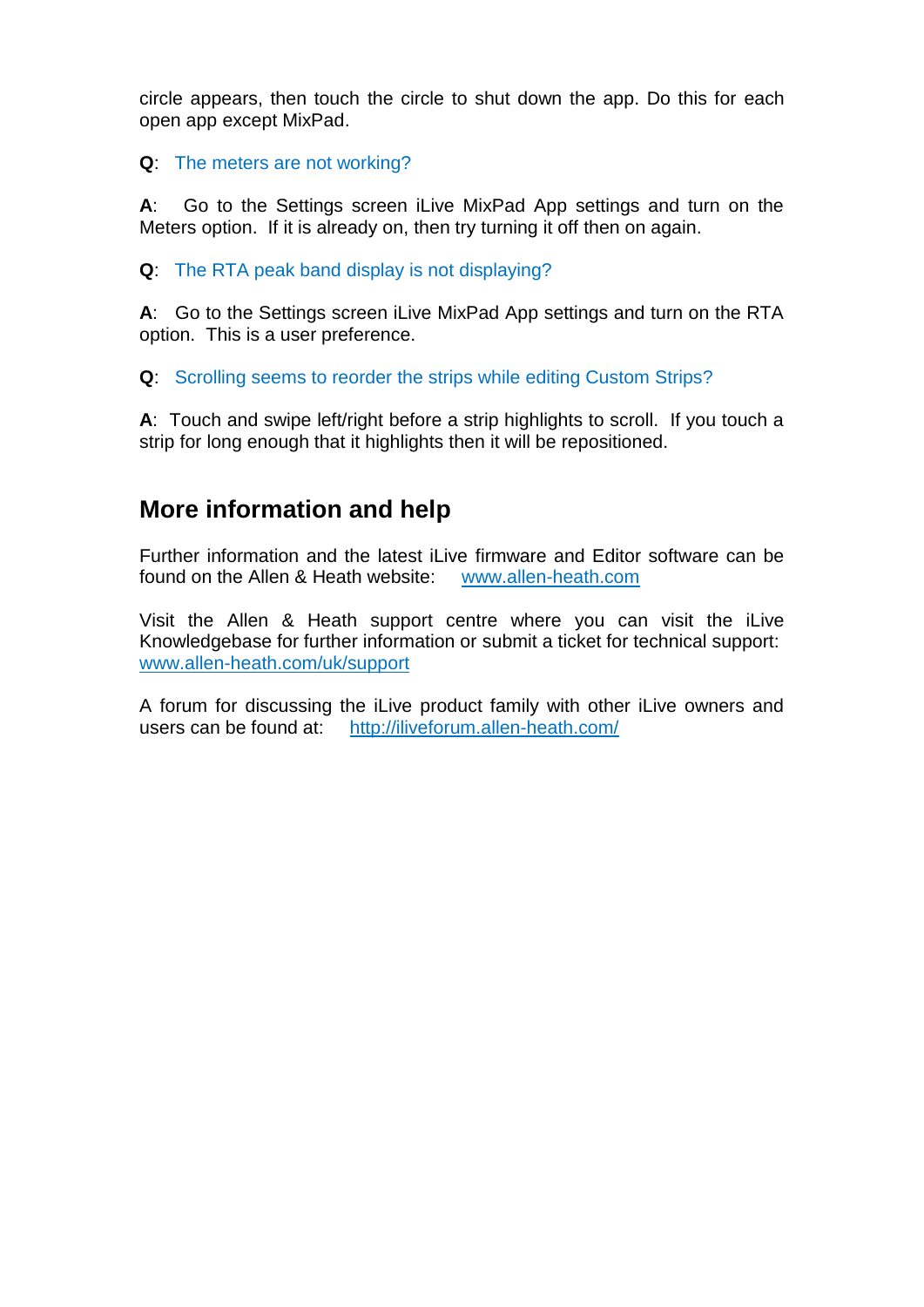circle appears, then touch the circle to shut down the app. Do this for each open app except MixPad.

**Q**: The meters are not working?

**A**: Go to the Settings screen iLive MixPad App settings and turn on the Meters option. If it is already on, then try turning it off then on again.

**Q**: The RTA peak band display is not displaying?

**A**: Go to the Settings screen iLive MixPad App settings and turn on the RTA option. This is a user preference.

**Q**: Scrolling seems to reorder the strips while editing Custom Strips?

**A**: Touch and swipe left/right before a strip highlights to scroll. If you touch a strip for long enough that it highlights then it will be repositioned.

## More information and help

Further information and the latest iLive firmware and Editor software can be found on the Allen & Heath website: www.allen-heath.com

Visit the Allen & Heath support centre where you can visit the iLive Knowledgebase for further information or submit a ticket for technical support: www.allen-heath.com/uk/support

A forum for discussing the iLive product family with other iLive owners and users can be found at: http://iliveforum.allen-heath.com/